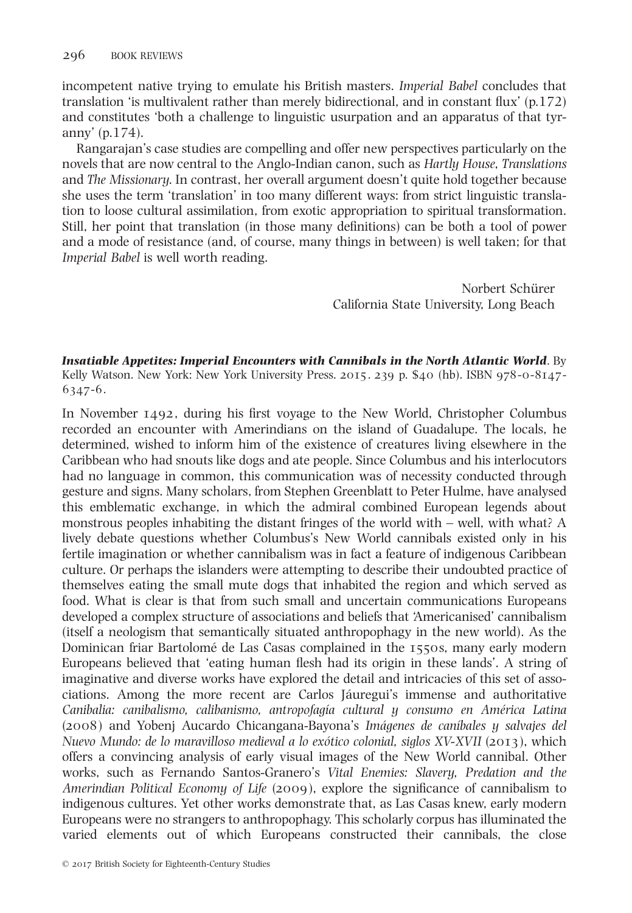incompetent native trying to emulate his British masters. *Imperial Babel* concludes that translation 'is multivalent rather than merely bidirectional, and in constant flux' (p.172) and constitutes 'both a challenge to linguistic usurpation and an apparatus of that tyranny' (p.174).

Rangarajan's case studies are compelling and offer new perspectives particularly on the novels that are now central to the Anglo-Indian canon, such as *Hartly House*, *Translations* and *The Missionary*. In contrast, her overall argument doesn't quite hold together because she uses the term 'translation' in too many different ways: from strict linguistic translation to loose cultural assimilation, from exotic appropriation to spiritual transformation. Still, her point that translation (in those many definitions) can be both a tool of power and a mode of resistance (and, of course, many things in between) is well taken; for that *Imperial Babel* is well worth reading.

Norbert Schürer
California State University, Long Beach

***Insatiable Appetites: Imperial Encounters with Cannibals in the North Atlantic World***. By Kelly Watson. New York: New York University Press. 2015. 239 p. $40 (hb). ISBN 978-0-8147-6347-6.

In November 1492, during his first voyage to the New World, Christopher Columbus recorded an encounter with Amerindians on the island of Guadalupe. The locals, he determined, wished to inform him of the existence of creatures living elsewhere in the Caribbean who had snouts like dogs and ate people. Since Columbus and his interlocutors had no language in common, this communication was of necessity conducted through gesture and signs. Many scholars, from Stephen Greenblatt to Peter Hulme, have analysed this emblematic exchange, in which the admiral combined European legends about monstrous peoples inhabiting the distant fringes of the world with – well, with what? A lively debate questions whether Columbus's New World cannibals existed only in his fertile imagination or whether cannibalism was in fact a feature of indigenous Caribbean culture. Or perhaps the islanders were attempting to describe their undoubted practice of themselves eating the small mute dogs that inhabited the region and which served as food. What is clear is that from such small and uncertain communications Europeans developed a complex structure of associations and beliefs that 'Americanised' cannibalism (itself a neologism that semantically situated anthropophagy in the new world). As the Dominican friar Bartolomé de Las Casas complained in the 1550s, many early modern Europeans believed that 'eating human flesh had its origin in these lands'. A string of imaginative and diverse works have explored the detail and intricacies of this set of associations. Among the more recent are Carlos Jáuregui's immense and authoritative *Canibalia: canibalismo, calibanismo, antropofagía cultural y consumo en América Latina* (2008) and Yobenj Aucardo Chicangana-Bayona's *Imágenes de caníbales y salvajes del Nuevo Mundo: de lo maravilloso medieval a lo exótico colonial, siglos XV-XVII* (2013), which offers a convincing analysis of early visual images of the New World cannibal. Other works, such as Fernando Santos-Granero's *Vital Enemies: Slavery, Predation and the Amerindian Political Economy of Life* (2009), explore the significance of cannibalism to indigenous cultures. Yet other works demonstrate that, as Las Casas knew, early modern Europeans were no strangers to anthropophagy. This scholarly corpus has illuminated the varied elements out of which Europeans constructed their cannibals, the close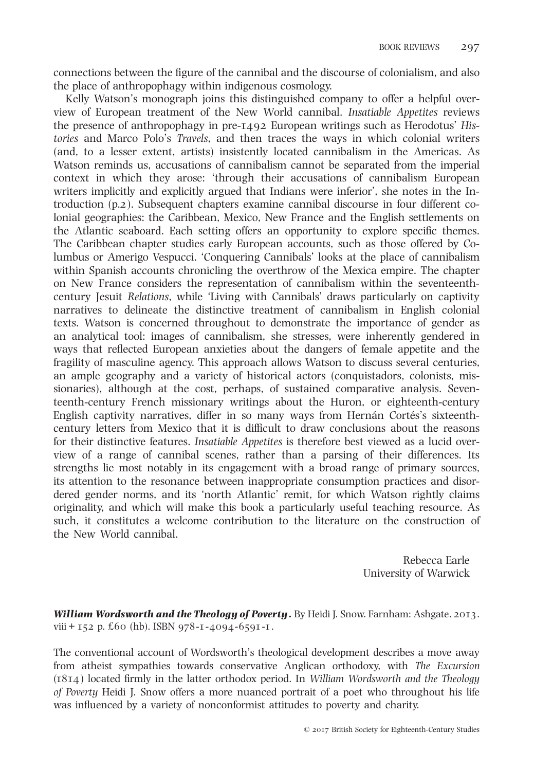connections between the figure of the cannibal and the discourse of colonialism, and also the place of anthropophagy within indigenous cosmology.

Kelly Watson's monograph joins this distinguished company to offer a helpful overview of European treatment of the New World cannibal. *Insatiable Appetites* reviews the presence of anthropophagy in pre-1492 European writings such as Herodotus' *Histories* and Marco Polo's *Travels*, and then traces the ways in which colonial writers (and, to a lesser extent, artists) insistently located cannibalism in the Americas. As Watson reminds us, accusations of cannibalism cannot be separated from the imperial context in which they arose: 'through their accusations of cannibalism European writers implicitly and explicitly argued that Indians were inferior', she notes in the Introduction (p.2). Subsequent chapters examine cannibal discourse in four different colonial geographies: the Caribbean, Mexico, New France and the English settlements on the Atlantic seaboard. Each setting offers an opportunity to explore specific themes. The Caribbean chapter studies early European accounts, such as those offered by Columbus or Amerigo Vespucci. 'Conquering Cannibals' looks at the place of cannibalism within Spanish accounts chronicling the overthrow of the Mexica empire. The chapter on New France considers the representation of cannibalism within the seventeenth-century Jesuit *Relations*, while 'Living with Cannibals' draws particularly on captivity narratives to delineate the distinctive treatment of cannibalism in English colonial texts. Watson is concerned throughout to demonstrate the importance of gender as an analytical tool: images of cannibalism, she stresses, were inherently gendered in ways that reflected European anxieties about the dangers of female appetite and the fragility of masculine agency. This approach allows Watson to discuss several centuries, an ample geography and a variety of historical actors (conquistadors, colonists, missionaries), although at the cost, perhaps, of sustained comparative analysis. Seventeenth-century French missionary writings about the Huron, or eighteenth-century English captivity narratives, differ in so many ways from Hernán Cortés's sixteenth-century letters from Mexico that it is difficult to draw conclusions about the reasons for their distinctive features. *Insatiable Appetites* is therefore best viewed as a lucid overview of a range of cannibal scenes, rather than a parsing of their differences. Its strengths lie most notably in its engagement with a broad range of primary sources, its attention to the resonance between inappropriate consumption practices and disordered gender norms, and its 'north Atlantic' remit, for which Watson rightly claims originality, and which will make this book a particularly useful teaching resource. As such, it constitutes a welcome contribution to the literature on the construction of the New World cannibal.

Rebecca Earle
University of Warwick

***William Wordsworth and the Theology of Poverty*.** By Heidi J. Snow. Farnham: Ashgate. 2013. viii + 152 p. £60 (hb). ISBN 978-1-4094-6591-1.

The conventional account of Wordsworth's theological development describes a move away from atheist sympathies towards conservative Anglican orthodoxy, with *The Excursion* (1814) located firmly in the latter orthodox period. In *William Wordsworth and the Theology of Poverty* Heidi J. Snow offers a more nuanced portrait of a poet who throughout his life was influenced by a variety of nonconformist attitudes to poverty and charity.